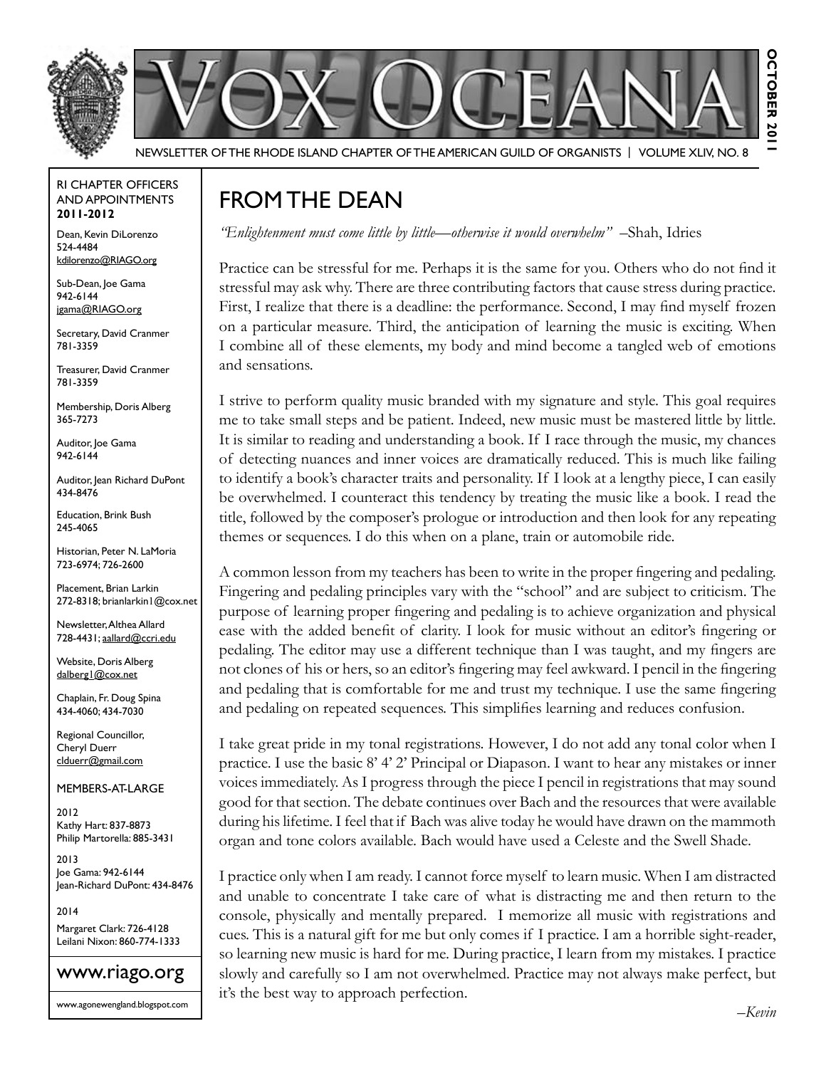# VOX OCEANA

NEWSLETTER OF THE RHODE ISLAND CHAPTER OF THE AMERICAN GUILD OF ORGANISTS | VOLUME XLIV, NO. 8

OCTOBER 2011

RI CHAPTER OFFICERS AND APPOINTMENTS
**2011-2012**

Dean, Kevin DiLorenzo
524-4484
kdilorenzo@RIAGO.org

Sub-Dean, Joe Gama
942-6144
jgama@RIAGO.org

Secretary, David Cranmer
781-3359

Treasurer, David Cranmer
781-3359

Membership, Doris Alberg
365-7273

Auditor, Joe Gama
942-6144

Auditor, Jean Richard DuPont
434-8476

Education, Brink Bush
245-4065

Historian, Peter N. LaMoria
723-6974; 726-2600

Placement, Brian Larkin
272-8318; brianlarkin1@cox.net

Newsletter, Althea Allard
728-4431; aallard@ccri.edu

Website, Doris Alberg
dalberg1@cox.net

Chaplain, Fr. Doug Spina
434-4060; 434-7030

Regional Councillor,
Cheryl Duerr
clduerr@gmail.com

MEMBERS-AT-LARGE

2012
Kathy Hart: 837-8873
Philip Martorella: 885-3431

2013
Joe Gama: 942-6144
Jean-Richard DuPont: 434-8476

2014
Margaret Clark: 726-4128
Leilani Nixon: 860-774-1333

www.riago.org

www.agonewengland.blogspot.com

## FROM THE DEAN

*"Enlightenment must come little by little—otherwise it would overwhelm"* –Shah, Idries

Practice can be stressful for me. Perhaps it is the same for you. Others who do not find it stressful may ask why. There are three contributing factors that cause stress during practice. First, I realize that there is a deadline: the performance. Second, I may find myself frozen on a particular measure. Third, the anticipation of learning the music is exciting. When I combine all of these elements, my body and mind become a tangled web of emotions and sensations.

I strive to perform quality music branded with my signature and style. This goal requires me to take small steps and be patient. Indeed, new music must be mastered little by little. It is similar to reading and understanding a book. If I race through the music, my chances of detecting nuances and inner voices are dramatically reduced. This is much like failing to identify a book's character traits and personality. If I look at a lengthy piece, I can easily be overwhelmed. I counteract this tendency by treating the music like a book. I read the title, followed by the composer's prologue or introduction and then look for any repeating themes or sequences. I do this when on a plane, train or automobile ride.

A common lesson from my teachers has been to write in the proper fingering and pedaling. Fingering and pedaling principles vary with the "school" and are subject to criticism. The purpose of learning proper fingering and pedaling is to achieve organization and physical ease with the added benefit of clarity. I look for music without an editor's fingering or pedaling. The editor may use a different technique than I was taught, and my fingers are not clones of his or hers, so an editor's fingering may feel awkward. I pencil in the fingering and pedaling that is comfortable for me and trust my technique. I use the same fingering and pedaling on repeated sequences. This simplifies learning and reduces confusion.

I take great pride in my tonal registrations. However, I do not add any tonal color when I practice. I use the basic 8' 4' 2' Principal or Diapason. I want to hear any mistakes or inner voices immediately. As I progress through the piece I pencil in registrations that may sound good for that section. The debate continues over Bach and the resources that were available during his lifetime. I feel that if Bach was alive today he would have drawn on the mammoth organ and tone colors available. Bach would have used a Celeste and the Swell Shade.

I practice only when I am ready. I cannot force myself to learn music. When I am distracted and unable to concentrate I take care of what is distracting me and then return to the console, physically and mentally prepared. I memorize all music with registrations and cues. This is a natural gift for me but only comes if I practice. I am a horrible sight-reader, so learning new music is hard for me. During practice, I learn from my mistakes. I practice slowly and carefully so I am not overwhelmed. Practice may not always make perfect, but it's the best way to approach perfection.

*–Kevin*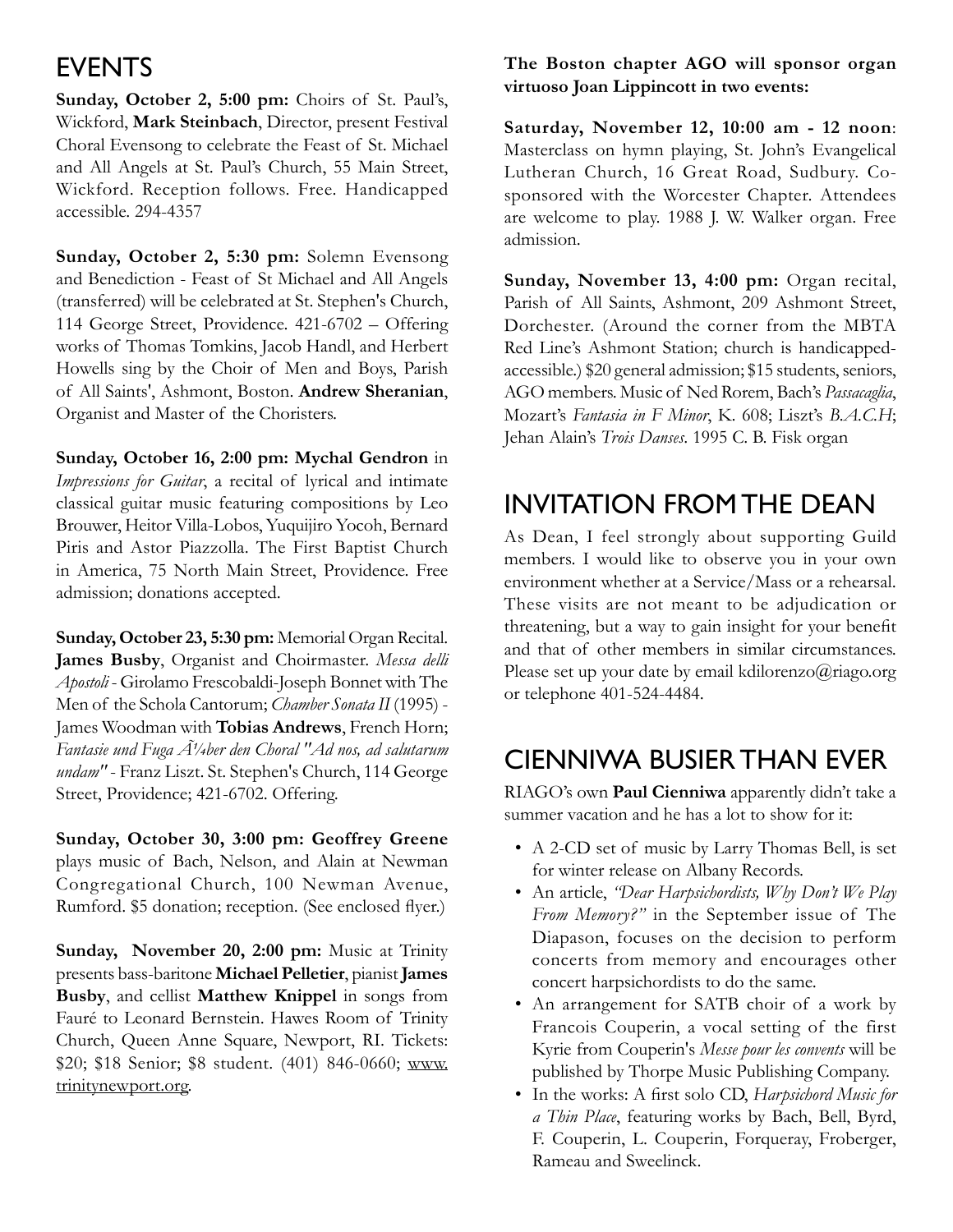## EVENTS

**Sunday, October 2, 5:00 pm:** Choirs of St. Paul's, Wickford, **Mark Steinbach**, Director, present Festival Choral Evensong to celebrate the Feast of St. Michael and All Angels at St. Paul's Church, 55 Main Street, Wickford. Reception follows. Free. Handicapped accessible. 294-4357

**Sunday, October 2, 5:30 pm:** Solemn Evensong and Benediction - Feast of St Michael and All Angels (transferred) will be celebrated at St. Stephen's Church, 114 George Street, Providence. 421-6702 – Offering works of Thomas Tomkins, Jacob Handl, and Herbert Howells sing by the Choir of Men and Boys, Parish of All Saints', Ashmont, Boston. **Andrew Sheranian**, Organist and Master of the Choristers.

**Sunday, October 16, 2:00 pm: Mychal Gendron** in *Impressions for Guitar*, a recital of lyrical and intimate classical guitar music featuring compositions by Leo Brouwer, Heitor Villa-Lobos, Yuquijiro Yocoh, Bernard Piris and Astor Piazzolla. The First Baptist Church in America, 75 North Main Street, Providence. Free admission; donations accepted.

**Sunday, October 23, 5:30 pm:** Memorial Organ Recital. **James Busby**, Organist and Choirmaster. *Messa delli Apostoli* - Girolamo Frescobaldi-Joseph Bonnet with The Men of the Schola Cantorum; *Chamber Sonata II* (1995) - James Woodman with **Tobias Andrews**, French Horn; *Fantasie und Fuga Ã¼ber den Choral "Ad nos, ad salutarum undam"* - Franz Liszt. St. Stephen's Church, 114 George Street, Providence; 421-6702. Offering.

**Sunday, October 30, 3:00 pm: Geoffrey Greene** plays music of Bach, Nelson, and Alain at Newman Congregational Church, 100 Newman Avenue, Rumford. $5 donation; reception. (See enclosed flyer.)

**Sunday, November 20, 2:00 pm:** Music at Trinity presents bass-baritone **Michael Pelletier**, pianist **James Busby**, and cellist **Matthew Knippel** in songs from Fauré to Leonard Bernstein. Hawes Room of Trinity Church, Queen Anne Square, Newport, RI. Tickets: $20; $18 Senior; $8 student. (401) 846-0660; www.trinitynewport.org.

**The Boston chapter AGO will sponsor organ virtuoso Joan Lippincott in two events:**

**Saturday, November 12, 10:00 am - 12 noon**: Masterclass on hymn playing, St. John's Evangelical Lutheran Church, 16 Great Road, Sudbury. Co-sponsored with the Worcester Chapter. Attendees are welcome to play. 1988 J. W. Walker organ. Free admission.

**Sunday, November 13, 4:00 pm:** Organ recital, Parish of All Saints, Ashmont, 209 Ashmont Street, Dorchester. (Around the corner from the MBTA Red Line's Ashmont Station; church is handicapped-accessible.) $20 general admission; $15 students, seniors, AGO members. Music of Ned Rorem, Bach's *Passacaglia*, Mozart's *Fantasia in F Minor*, K. 608; Liszt's *B.A.C.H*; Jehan Alain's *Trois Danses*. 1995 C. B. Fisk organ

## INVITATION FROM THE DEAN

As Dean, I feel strongly about supporting Guild members. I would like to observe you in your own environment whether at a Service/Mass or a rehearsal. These visits are not meant to be adjudication or threatening, but a way to gain insight for your benefit and that of other members in similar circumstances. Please set up your date by email kdilorenzo@riago.org or telephone 401-524-4484.

## CIENNIWA BUSIER THAN EVER

RIAGO's own **Paul Cienniwa** apparently didn't take a summer vacation and he has a lot to show for it:

- A 2-CD set of music by Larry Thomas Bell, is set for winter release on Albany Records.
- An article, *"Dear Harpsichordists, Why Don't We Play From Memory?"* in the September issue of The Diapason, focuses on the decision to perform concerts from memory and encourages other concert harpsichordists to do the same.
- An arrangement for SATB choir of a work by Francois Couperin, a vocal setting of the first Kyrie from Couperin's *Messe pour les convents* will be published by Thorpe Music Publishing Company.
- In the works: A first solo CD, *Harpsichord Music for a Thin Place*, featuring works by Bach, Bell, Byrd, F. Couperin, L. Couperin, Forqueray, Froberger, Rameau and Sweelinck.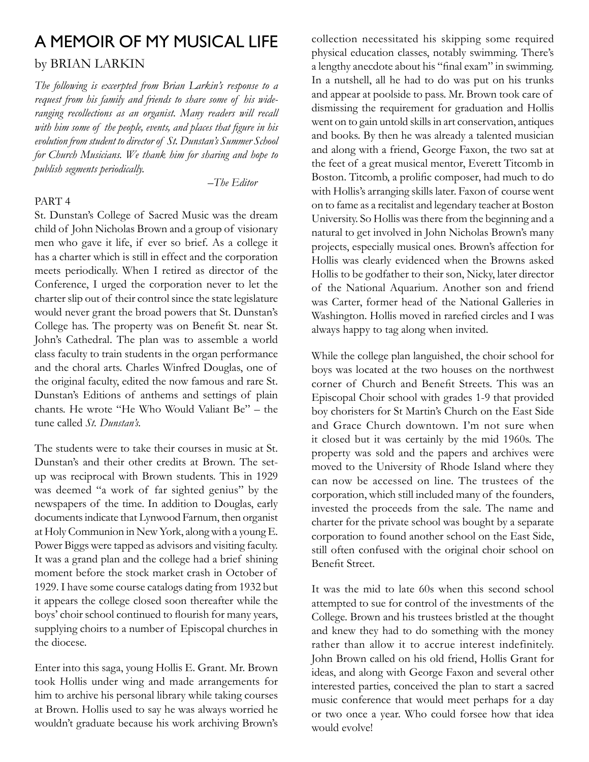# A MEMOIR OF MY MUSICAL LIFE

by BRIAN LARKIN

*The following is excerpted from Brian Larkin's response to a request from his family and friends to share some of his wide-ranging recollections as an organist. Many readers will recall with him some of the people, events, and places that figure in his evolution from student to director of St. Dunstan's Summer School for Church Musicians. We thank him for sharing and hope to publish segments periodically.*

*–The Editor*

PART 4

St. Dunstan's College of Sacred Music was the dream child of John Nicholas Brown and a group of visionary men who gave it life, if ever so brief. As a college it has a charter which is still in effect and the corporation meets periodically. When I retired as director of the Conference, I urged the corporation never to let the charter slip out of their control since the state legislature would never grant the broad powers that St. Dunstan's College has. The property was on Benefit St. near St. John's Cathedral. The plan was to assemble a world class faculty to train students in the organ performance and the choral arts. Charles Winfred Douglas, one of the original faculty, edited the now famous and rare St. Dunstan's Editions of anthems and settings of plain chants. He wrote "He Who Would Valiant Be" – the tune called *St. Dunstan's.*

The students were to take their courses in music at St. Dunstan's and their other credits at Brown. The set-up was reciprocal with Brown students. This in 1929 was deemed "a work of far sighted genius" by the newspapers of the time. In addition to Douglas, early documents indicate that Lynwood Farnum, then organist at Holy Communion in New York, along with a young E. Power Biggs were tapped as advisors and visiting faculty. It was a grand plan and the college had a brief shining moment before the stock market crash in October of 1929. I have some course catalogs dating from 1932 but it appears the college closed soon thereafter while the boys' choir school continued to flourish for many years, supplying choirs to a number of Episcopal churches in the diocese.

Enter into this saga, young Hollis E. Grant. Mr. Brown took Hollis under wing and made arrangements for him to archive his personal library while taking courses at Brown. Hollis used to say he was always worried he wouldn't graduate because his work archiving Brown's collection necessitated his skipping some required physical education classes, notably swimming. There's a lengthy anecdote about his "final exam" in swimming. In a nutshell, all he had to do was put on his trunks and appear at poolside to pass. Mr. Brown took care of dismissing the requirement for graduation and Hollis went on to gain untold skills in art conservation, antiques and books. By then he was already a talented musician and along with a friend, George Faxon, the two sat at the feet of a great musical mentor, Everett Titcomb in Boston. Titcomb, a prolific composer, had much to do with Hollis's arranging skills later. Faxon of course went on to fame as a recitalist and legendary teacher at Boston University. So Hollis was there from the beginning and a natural to get involved in John Nicholas Brown's many projects, especially musical ones. Brown's affection for Hollis was clearly evidenced when the Browns asked Hollis to be godfather to their son, Nicky, later director of the National Aquarium. Another son and friend was Carter, former head of the National Galleries in Washington. Hollis moved in rarefied circles and I was always happy to tag along when invited.

While the college plan languished, the choir school for boys was located at the two houses on the northwest corner of Church and Benefit Streets. This was an Episcopal Choir school with grades 1-9 that provided boy choristers for St Martin's Church on the East Side and Grace Church downtown. I'm not sure when it closed but it was certainly by the mid 1960s. The property was sold and the papers and archives were moved to the University of Rhode Island where they can now be accessed on line. The trustees of the corporation, which still included many of the founders, invested the proceeds from the sale. The name and charter for the private school was bought by a separate corporation to found another school on the East Side, still often confused with the original choir school on Benefit Street.

It was the mid to late 60s when this second school attempted to sue for control of the investments of the College. Brown and his trustees bristled at the thought and knew they had to do something with the money rather than allow it to accrue interest indefinitely. John Brown called on his old friend, Hollis Grant for ideas, and along with George Faxon and several other interested parties, conceived the plan to start a sacred music conference that would meet perhaps for a day or two once a year. Who could forsee how that idea would evolve!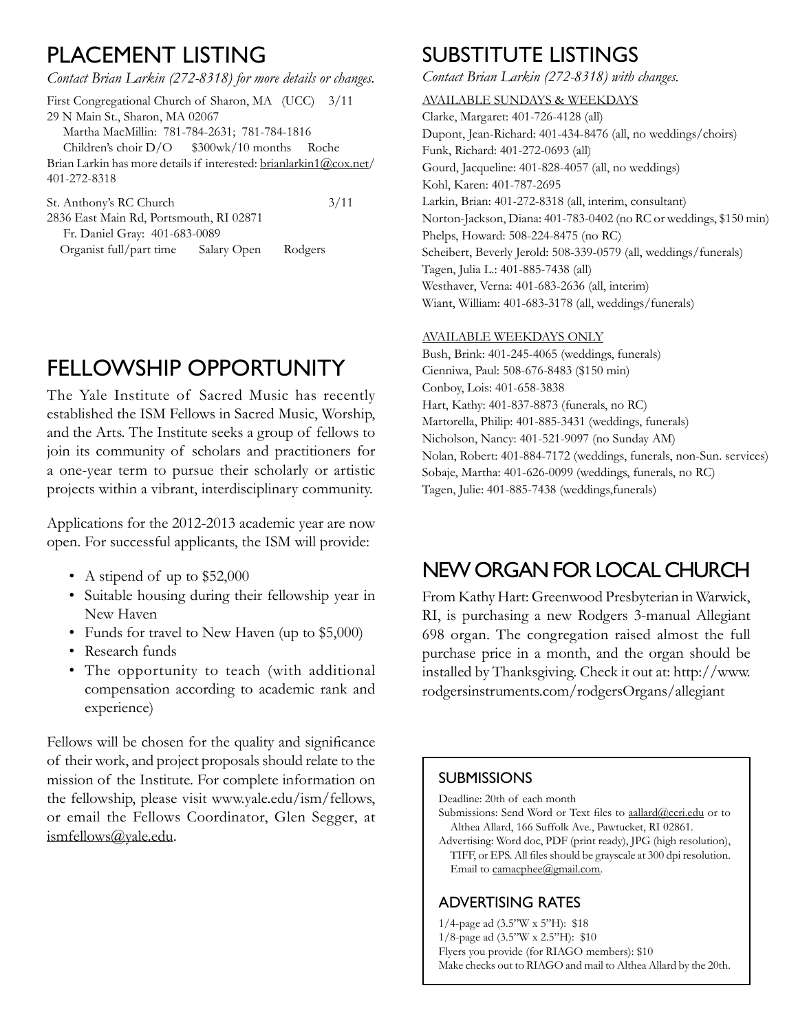## PLACEMENT LISTING

*Contact Brian Larkin (272-8318) for more details or changes.*

First Congregational Church of Sharon, MA (UCC) 3/11
29 N Main St., Sharon, MA 02067
Martha MacMillin: 781-784-2631; 781-784-1816
Children's choir D/O $300wk/10 months Roche
Brian Larkin has more details if interested: brianlarkin1@cox.net/ 401-272-8318

St. Anthony's RC Church 3/11
2836 East Main Rd, Portsmouth, RI 02871
Fr. Daniel Gray: 401-683-0089
Organist full/part time Salary Open Rodgers

## FELLOWSHIP OPPORTUNITY

The Yale Institute of Sacred Music has recently established the ISM Fellows in Sacred Music, Worship, and the Arts. The Institute seeks a group of fellows to join its community of scholars and practitioners for a one-year term to pursue their scholarly or artistic projects within a vibrant, interdisciplinary community.

Applications for the 2012-2013 academic year are now open. For successful applicants, the ISM will provide:

- A stipend of up to $52,000
- Suitable housing during their fellowship year in New Haven
- Funds for travel to New Haven (up to $5,000)
- Research funds
- The opportunity to teach (with additional compensation according to academic rank and experience)

Fellows will be chosen for the quality and significance of their work, and project proposals should relate to the mission of the Institute. For complete information on the fellowship, please visit www.yale.edu/ism/fellows, or email the Fellows Coordinator, Glen Segger, at ismfellows@yale.edu.

## SUBSTITUTE LISTINGS

*Contact Brian Larkin (272-8318) with changes.*

AVAILABLE SUNDAYS & WEEKDAYS

Clarke, Margaret: 401-726-4128 (all)
Dupont, Jean-Richard: 401-434-8476 (all, no weddings/choirs)
Funk, Richard: 401-272-0693 (all)
Gourd, Jacqueline: 401-828-4057 (all, no weddings)
Kohl, Karen: 401-787-2695
Larkin, Brian: 401-272-8318 (all, interim, consultant)
Norton-Jackson, Diana: 401-783-0402 (no RC or weddings, $150 min)
Phelps, Howard: 508-224-8475 (no RC)
Scheibert, Beverly Jerold: 508-339-0579 (all, weddings/funerals)
Tagen, Julia L.: 401-885-7438 (all)
Westhaver, Verna: 401-683-2636 (all, interim)
Wiant, William: 401-683-3178 (all, weddings/funerals)

AVAILABLE WEEKDAYS ONLY

Bush, Brink: 401-245-4065 (weddings, funerals)
Cienniwa, Paul: 508-676-8483 ($150 min)
Conboy, Lois: 401-658-3838
Hart, Kathy: 401-837-8873 (funerals, no RC)
Martorella, Philip: 401-885-3431 (weddings, funerals)
Nicholson, Nancy: 401-521-9097 (no Sunday AM)
Nolan, Robert: 401-884-7172 (weddings, funerals, non-Sun. services)
Sobaje, Martha: 401-626-0099 (weddings, funerals, no RC)
Tagen, Julie: 401-885-7438 (weddings,funerals)

## NEW ORGAN FOR LOCAL CHURCH

From Kathy Hart: Greenwood Presbyterian in Warwick, RI, is purchasing a new Rodgers 3-manual Allegiant 698 organ. The congregation raised almost the full purchase price in a month, and the organ should be installed by Thanksgiving. Check it out at: http://www.rodgersinstruments.com/rodgersOrgans/allegiant

### SUBMISSIONS

Deadline: 20th of each month
Submissions: Send Word or Text files to aallard@ccri.edu or to Althea Allard, 166 Suffolk Ave., Pawtucket, RI 02861.
Advertising: Word doc, PDF (print ready), JPG (high resolution), TIFF, or EPS. All files should be grayscale at 300 dpi resolution. Email to camacphee@gmail.com.

### ADVERTISING RATES

1/4-page ad (3.5"W x 5"H): $18
1/8-page ad (3.5"W x 2.5"H): $10
Flyers you provide (for RIAGO members): $10
Make checks out to RIAGO and mail to Althea Allard by the 20th.